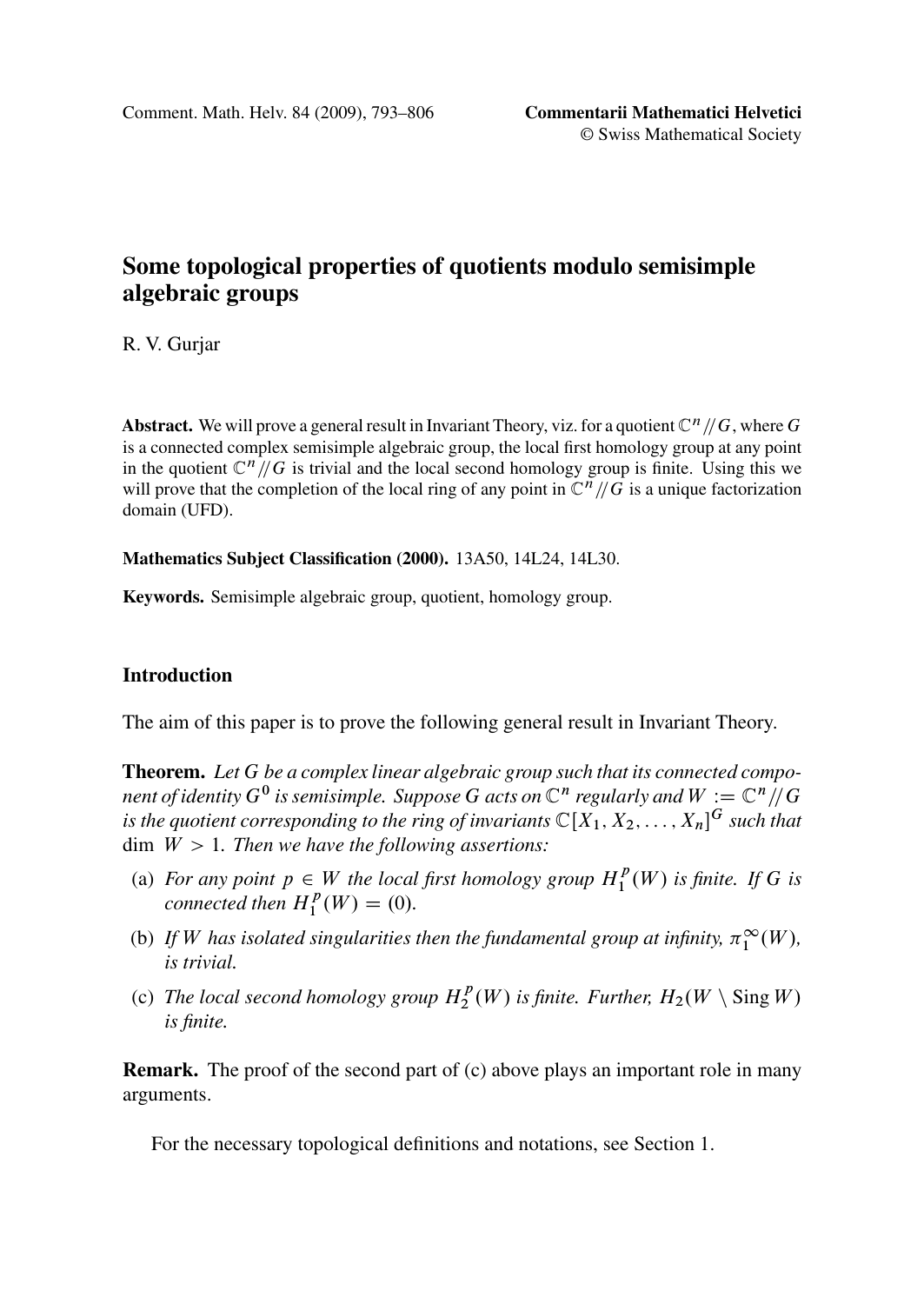# Some topological properties of quotients modulo semisimple algebraic groups

R. V. Gurjar

**Abstract.** We will prove a general result in Invariant Theory, viz. for a quotient $\mathbb{C}^n /\!/ G$, where $G$ is a connected complex semisimple algebraic group, the local first homology group at any point in the quotient $\mathbb{C}^n /\!/ G$ is trivial and the local second homology group is finite. Using this we will prove that the completion of the local ring of any point in $\mathbb{C}^n /\!/ G$ is a unique factorization domain (UFD).

**Mathematics Subject Classification (2000).** 13A50, 14L24, 14L30.

**Keywords.** Semisimple algebraic group, quotient, homology group.

## Introduction

The aim of this paper is to prove the following general result in Invariant Theory.

**Theorem.** *Let $G$ be a complex linear algebraic group such that its connected component of identity $G^0$ is semisimple. Suppose $G$ acts on $\mathbb{C}^n$ regularly and $W := \mathbb{C}^n /\!/ G$ is the quotient corresponding to the ring of invariants $\mathbb{C}[X_1, X_2, \ldots, X_n]^G$ such that* $\dim\ W > 1$. *Then we have the following assertions:*

(a) *For any point $p \in W$ the local first homology group $H_1^p(W)$ is finite. If $G$ is connected then $H_1^p(W) = (0)$.*

(b) *If $W$ has isolated singularities then the fundamental group at infinity, $\pi_1^\infty(W)$, is trivial.*

(c) *The local second homology group $H_2^p(W)$ is finite. Further, $H_2(W \setminus \operatorname{Sing} W)$ is finite.*

**Remark.** The proof of the second part of (c) above plays an important role in many arguments.

For the necessary topological definitions and notations, see Section 1.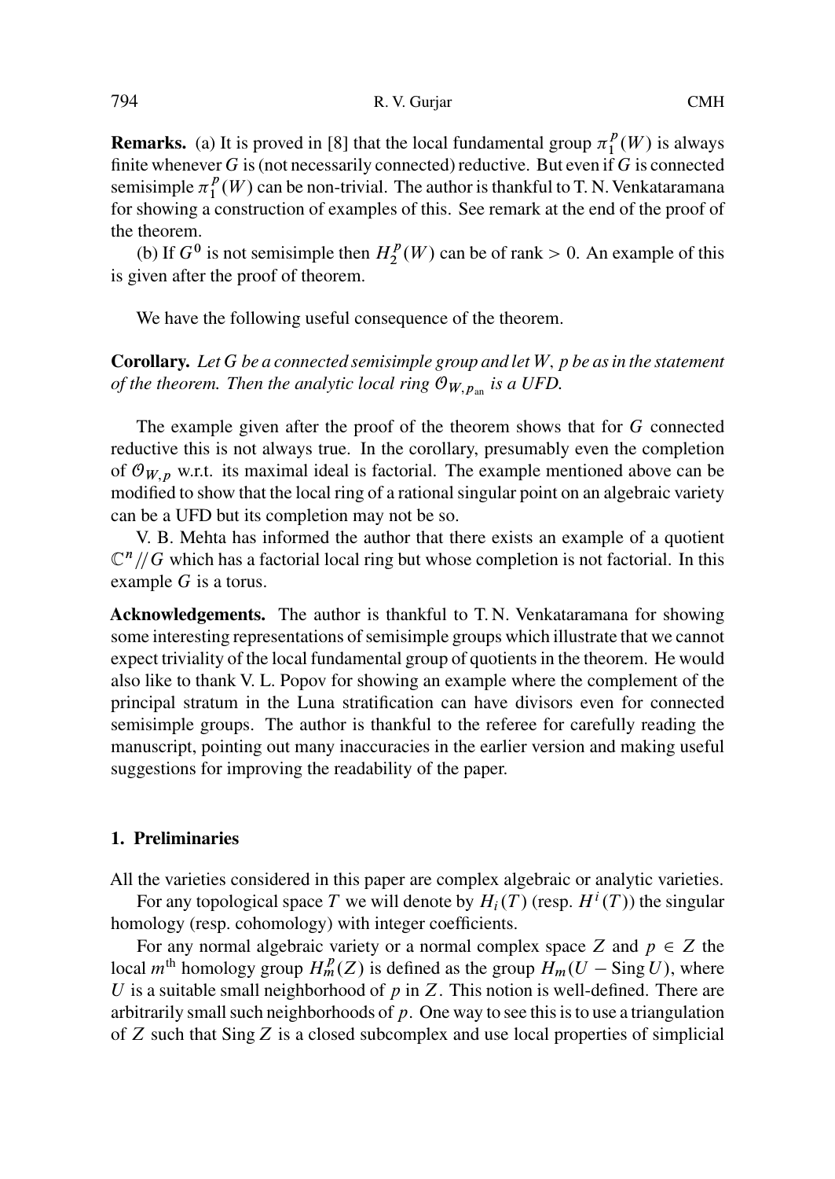**Remarks.** (a) It is proved in [8] that the local fundamental group $\pi_1^p(W)$ is always finite whenever $G$ is (not necessarily connected) reductive. But even if $G$ is connected semisimple $\pi_1^p(W)$ can be non-trivial. The author is thankful to T. N. Venkataramana for showing a construction of examples of this. See remark at the end of the proof of the theorem.

(b) If $G^0$ is not semisimple then $H_2^p(W)$ can be of rank $> 0$. An example of this is given after the proof of theorem.

We have the following useful consequence of the theorem.

**Corollary.** *Let $G$ be a connected semisimple group and let $W$, $p$ be as in the statement of the theorem. Then the analytic local ring $\mathcal{O}_{W,p_{\text{an}}}$ is a UFD.*

The example given after the proof of the theorem shows that for $G$ connected reductive this is not always true. In the corollary, presumably even the completion of $\mathcal{O}_{W,p}$ w.r.t. its maximal ideal is factorial. The example mentioned above can be modified to show that the local ring of a rational singular point on an algebraic variety can be a UFD but its completion may not be so.

V. B. Mehta has informed the author that there exists an example of a quotient $\mathbb{C}^n/\!/G$ which has a factorial local ring but whose completion is not factorial. In this example $G$ is a torus.

**Acknowledgements.** The author is thankful to T. N. Venkataramana for showing some interesting representations of semisimple groups which illustrate that we cannot expect triviality of the local fundamental group of quotients in the theorem. He would also like to thank V. L. Popov for showing an example where the complement of the principal stratum in the Luna stratification can have divisors even for connected semisimple groups. The author is thankful to the referee for carefully reading the manuscript, pointing out many inaccuracies in the earlier version and making useful suggestions for improving the readability of the paper.

## 1. Preliminaries

All the varieties considered in this paper are complex algebraic or analytic varieties.

For any topological space $T$ we will denote by $H_i(T)$ (resp. $H^i(T)$) the singular homology (resp. cohomology) with integer coefficients.

For any normal algebraic variety or a normal complex space $Z$ and $p \in Z$ the local $m^{\text{th}}$ homology group $H_m^p(Z)$ is defined as the group $H_m(U - \operatorname{Sing} U)$, where $U$ is a suitable small neighborhood of $p$ in $Z$. This notion is well-defined. There are arbitrarily small such neighborhoods of $p$. One way to see this is to use a triangulation of $Z$ such that $\operatorname{Sing} Z$ is a closed subcomplex and use local properties of simplicial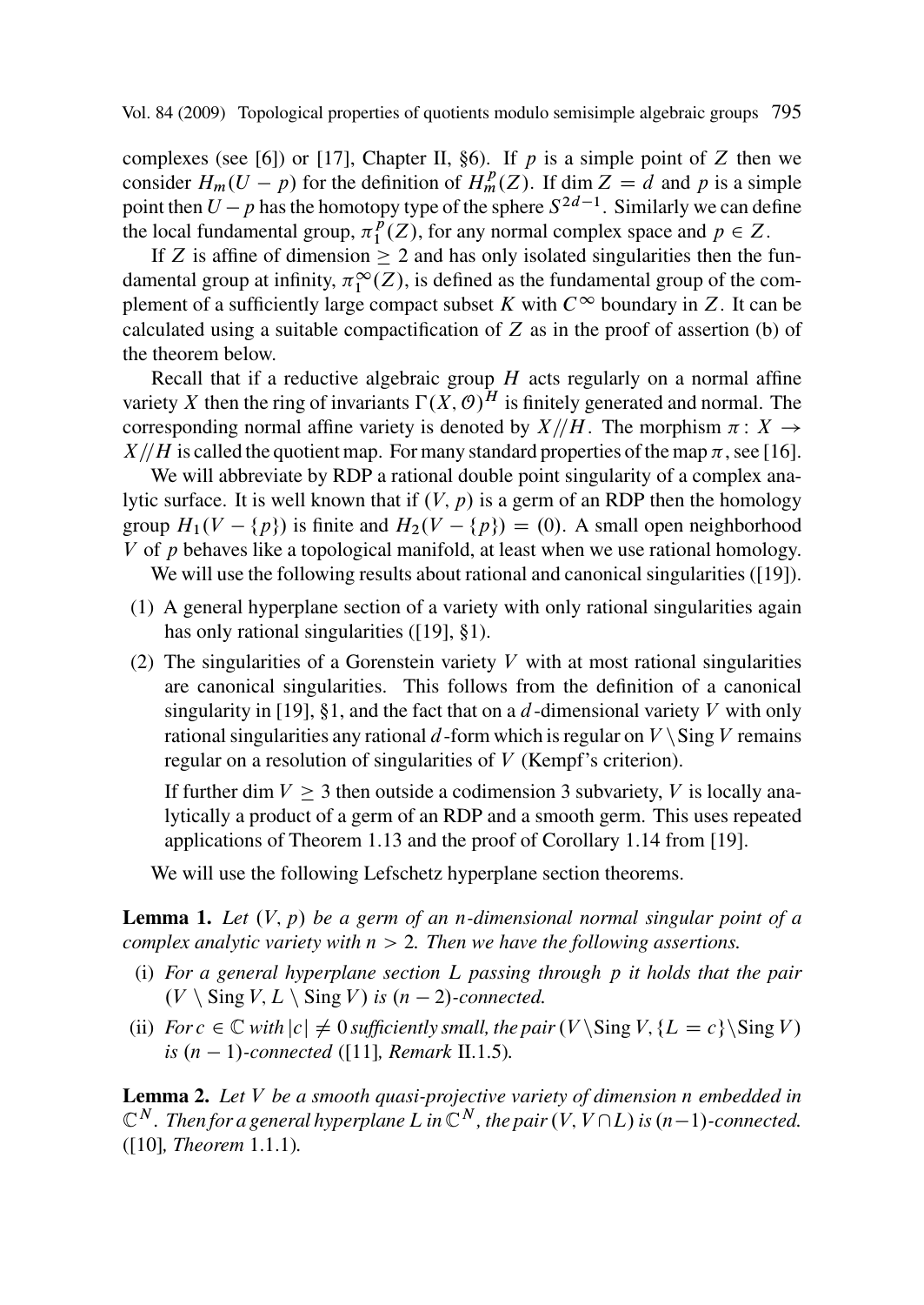complexes (see [6]) or [17], Chapter II, §6). If $p$ is a simple point of $Z$ then we consider $H_m(U - p)$ for the definition of $H_m^p(Z)$. If $\dim Z = d$ and $p$ is a simple point then $U - p$ has the homotopy type of the sphere $S^{2d-1}$. Similarly we can define the local fundamental group, $\pi_1^p(Z)$, for any normal complex space and $p \in Z$.

If $Z$ is affine of dimension $\geq 2$ and has only isolated singularities then the fundamental group at infinity, $\pi_1^\infty(Z)$, is defined as the fundamental group of the complement of a sufficiently large compact subset $K$ with $C^\infty$ boundary in $Z$. It can be calculated using a suitable compactification of $Z$ as in the proof of assertion (b) of the theorem below.

Recall that if a reductive algebraic group $H$ acts regularly on a normal affine variety $X$ then the ring of invariants $\Gamma(X, \mathcal{O})^H$ is finitely generated and normal. The corresponding normal affine variety is denoted by $X/\!/H$. The morphism $\pi \colon X \to X/\!/H$ is called the quotient map. For many standard properties of the map $\pi$, see [16].

We will abbreviate by RDP a rational double point singularity of a complex analytic surface. It is well known that if $(V, p)$ is a germ of an RDP then the homology group $H_1(V - \{p\})$ is finite and $H_2(V - \{p\}) = (0)$. A small open neighborhood $V$ of $p$ behaves like a topological manifold, at least when we use rational homology.

We will use the following results about rational and canonical singularities ([19]).

(1) A general hyperplane section of a variety with only rational singularities again has only rational singularities ([19], §1).

(2) The singularities of a Gorenstein variety $V$ with at most rational singularities are canonical singularities. This follows from the definition of a canonical singularity in [19], §1, and the fact that on a $d$-dimensional variety $V$ with only rational singularities any rational $d$-form which is regular on $V \setminus \operatorname{Sing} V$ remains regular on a resolution of singularities of $V$ (Kempf's criterion).

If further $\dim V \geq 3$ then outside a codimension 3 subvariety, $V$ is locally analytically a product of a germ of an RDP and a smooth germ. This uses repeated applications of Theorem 1.13 and the proof of Corollary 1.14 from [19].

We will use the following Lefschetz hyperplane section theorems.

**Lemma 1.** *Let $(V, p)$ be a germ of an $n$-dimensional normal singular point of a complex analytic variety with $n > 2$. Then we have the following assertions.*

(i) *For a general hyperplane section $L$ passing through $p$ it holds that the pair $(V \setminus \operatorname{Sing} V, L \setminus \operatorname{Sing} V)$ is $(n-2)$-connected.*

(ii) *For $c \in \mathbb{C}$ with $|c| \neq 0$ sufficiently small, the pair $(V \setminus \operatorname{Sing} V, \{L = c\} \setminus \operatorname{Sing} V)$ is $(n-1)$-connected* ([11], *Remark* II.1.5)*.*

**Lemma 2.** *Let $V$ be a smooth quasi-projective variety of dimension $n$ embedded in $\mathbb{C}^N$. Then for a general hyperplane $L$ in $\mathbb{C}^N$, the pair $(V, V \cap L)$ is $(n-1)$-connected.* ([10], *Theorem* 1.1.1)*.*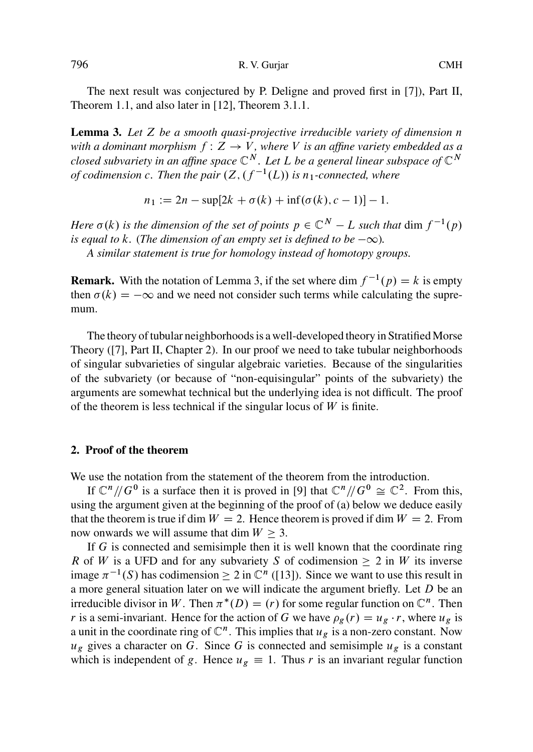The next result was conjectured by P. Deligne and proved first in [7]), Part II, Theorem 1.1, and also later in [12], Theorem 3.1.1.

**Lemma 3.** *Let $Z$ be a smooth quasi-projective irreducible variety of dimension $n$ with a dominant morphism $f: Z \to V$, where $V$ is an affine variety embedded as a closed subvariety in an affine space $\mathbb{C}^N$. Let $L$ be a general linear subspace of $\mathbb{C}^N$ of codimension $c$. Then the pair $(Z, (f^{-1}(L))$ is $n_1$-connected, where*

$$n_1 := 2n - \sup[2k + \sigma(k) + \inf(\sigma(k), c-1)] - 1.$$

*Here $\sigma(k)$ is the dimension of the set of points $p \in \mathbb{C}^N - L$ such that* $\dim f^{-1}(p)$ *is equal to $k$. (The dimension of an empty set is defined to be $-\infty$).*

*A similar statement is true for homology instead of homotopy groups.*

**Remark.** With the notation of Lemma 3, if the set where $\dim f^{-1}(p) = k$ is empty then $\sigma(k) = -\infty$ and we need not consider such terms while calculating the supremum.

The theory of tubular neighborhoods is a well-developed theory in Stratified Morse Theory ([7], Part II, Chapter 2). In our proof we need to take tubular neighborhoods of singular subvarieties of singular algebraic varieties. Because of the singularities of the subvariety (or because of "non-equisingular" points of the subvariety) the arguments are somewhat technical but the underlying idea is not difficult. The proof of the theorem is less technical if the singular locus of $W$ is finite.

## 2. Proof of the theorem

We use the notation from the statement of the theorem from the introduction.

If $\mathbb{C}^n /\!/ G^0$ is a surface then it is proved in [9] that $\mathbb{C}^n /\!/ G^0 \cong \mathbb{C}^2$. From this, using the argument given at the beginning of the proof of (a) below we deduce easily that the theorem is true if $\dim W = 2$. Hence theorem is proved if $\dim W = 2$. From now onwards we will assume that $\dim W \geq 3$.

If $G$ is connected and semisimple then it is well known that the coordinate ring $R$ of $W$ is a UFD and for any subvariety $S$ of codimension $\geq 2$ in $W$ its inverse image $\pi^{-1}(S)$ has codimension $\geq 2$ in $\mathbb{C}^n$ ([13]). Since we want to use this result in a more general situation later on we will indicate the argument briefly. Let $D$ be an irreducible divisor in $W$. Then $\pi^*(D) = (r)$ for some regular function on $\mathbb{C}^n$. Then $r$ is a semi-invariant. Hence for the action of $G$ we have $\rho_g(r) = u_g \cdot r$, where $u_g$ is a unit in the coordinate ring of $\mathbb{C}^n$. This implies that $u_g$ is a non-zero constant. Now $u_g$ gives a character on $G$. Since $G$ is connected and semisimple $u_g$ is a constant which is independent of $g$. Hence $u_g \equiv 1$. Thus $r$ is an invariant regular function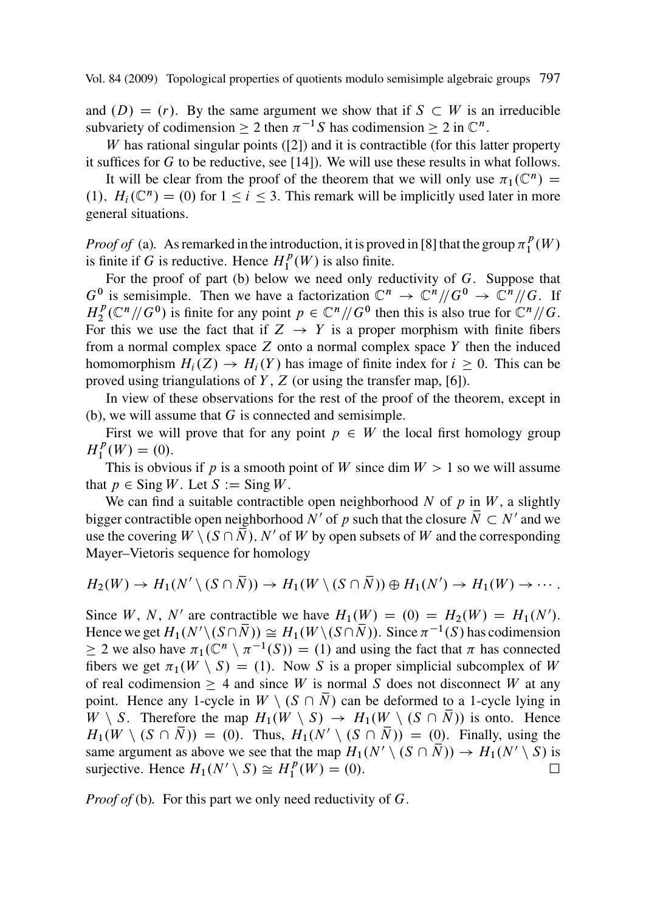and $(D) = (r)$. By the same argument we show that if $S \subset W$ is an irreducible subvariety of codimension $\geq 2$ then $\pi^{-1}S$ has codimension $\geq 2$ in $\mathbb{C}^n$.

$W$ has rational singular points ([2]) and it is contractible (for this latter property it suffices for $G$ to be reductive, see [14]). We will use these results in what follows.

It will be clear from the proof of the theorem that we will only use $\pi_1(\mathbb{C}^n) = (1)$, $H_i(\mathbb{C}^n) = (0)$ for $1 \leq i \leq 3$. This remark will be implicitly used later in more general situations.

*Proof of* (a). As remarked in the introduction, it is proved in [8] that the group $\pi_1^p(W)$ is finite if $G$ is reductive. Hence $H_1^p(W)$ is also finite.

For the proof of part (b) below we need only reductivity of $G$. Suppose that $G^0$ is semisimple. Then we have a factorization $\mathbb{C}^n \to \mathbb{C}^n /\!/ G^0 \to \mathbb{C}^n /\!/ G$. If $H_2^p(\mathbb{C}^n /\!/ G^0)$ is finite for any point $p \in \mathbb{C}^n /\!/ G^0$ then this is also true for $\mathbb{C}^n /\!/ G$. For this we use the fact that if $Z \to Y$ is a proper morphism with finite fibers from a normal complex space $Z$ onto a normal complex space $Y$ then the induced homomorphism $H_i(Z) \to H_i(Y)$ has image of finite index for $i \geq 0$. This can be proved using triangulations of $Y$, $Z$ (or using the transfer map, [6]).

In view of these observations for the rest of the proof of the theorem, except in (b), we will assume that $G$ is connected and semisimple.

First we will prove that for any point $p \in W$ the local first homology group $H_1^p(W) = (0)$.

This is obvious if $p$ is a smooth point of $W$ since $\dim W > 1$ so we will assume that $p \in \operatorname{Sing} W$. Let $S := \operatorname{Sing} W$.

We can find a suitable contractible open neighborhood $N$ of $p$ in $W$, a slightly bigger contractible open neighborhood $N'$ of $p$ such that the closure $\bar{N} \subset N'$ and we use the covering $W \setminus (S \cap \bar{N})$, $N'$ of $W$ by open subsets of $W$ and the corresponding Mayer–Vietoris sequence for homology

$$H_2(W) \to H_1(N' \setminus (S \cap \bar{N})) \to H_1(W \setminus (S \cap \bar{N})) \oplus H_1(N') \to H_1(W) \to \cdots.$$

Since $W$, $N$, $N'$ are contractible we have $H_1(W) = (0) = H_2(W) = H_1(N')$. Hence we get $H_1(N' \setminus (S \cap \bar{N})) \cong H_1(W \setminus (S \cap \bar{N}))$. Since $\pi^{-1}(S)$ has codimension $\geq 2$ we also have $\pi_1(\mathbb{C}^n \setminus \pi^{-1}(S)) = (1)$ and using the fact that $\pi$ has connected fibers we get $\pi_1(W \setminus S) = (1)$. Now $S$ is a proper simplicial subcomplex of $W$ of real codimension $\geq 4$ and since $W$ is normal $S$ does not disconnect $W$ at any point. Hence any 1-cycle in $W \setminus (S \cap \bar{N})$ can be deformed to a 1-cycle lying in $W \setminus S$. Therefore the map $H_1(W \setminus S) \to H_1(W \setminus (S \cap \bar{N}))$ is onto. Hence $H_1(W \setminus (S \cap \bar{N})) = (0)$. Thus, $H_1(N' \setminus (S \cap \bar{N})) = (0)$. Finally, using the same argument as above we see that the map $H_1(N' \setminus (S \cap \bar{N})) \to H_1(N' \setminus S)$ is surjective. Hence $H_1(N' \setminus S) \cong H_1^p(W) = (0)$. $\square$

*Proof of* (b). For this part we only need reductivity of $G$.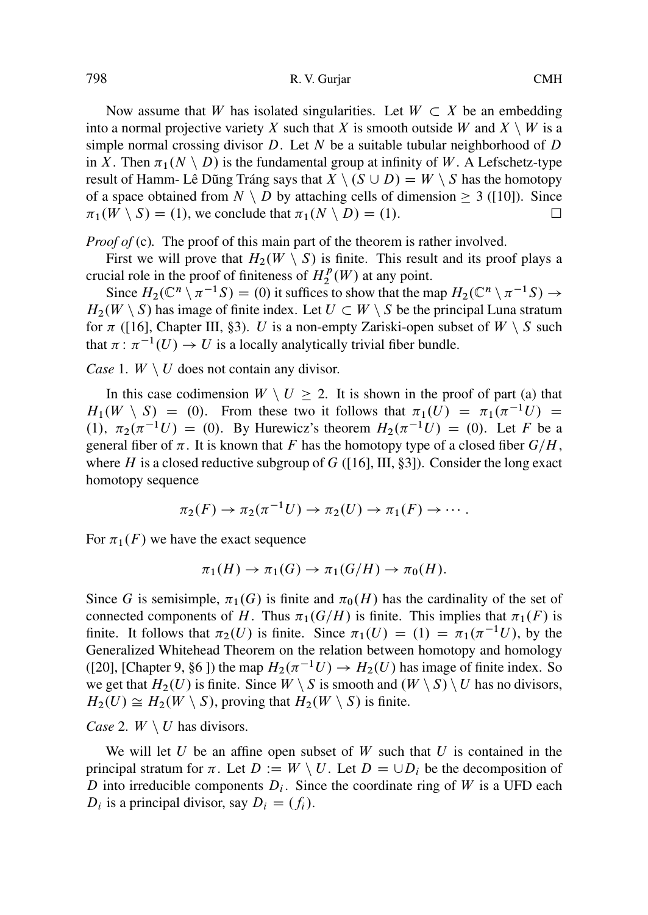Now assume that $W$ has isolated singularities. Let $W \subset X$ be an embedding into a normal projective variety $X$ such that $X$ is smooth outside $W$ and $X \setminus W$ is a simple normal crossing divisor $D$. Let $N$ be a suitable tubular neighborhood of $D$ in $X$. Then $\pi_1(N \setminus D)$ is the fundamental group at infinity of $W$. A Lefschetz-type result of Hamm- Lê Dũng Tráng says that $X \setminus (S \cup D) = W \setminus S$ has the homotopy of a space obtained from $N \setminus D$ by attaching cells of dimension $\geq 3$ ([10]). Since $\pi_1(W \setminus S) = (1)$, we conclude that $\pi_1(N \setminus D) = (1)$. □

*Proof of* (c). The proof of this main part of the theorem is rather involved.

First we will prove that $H_2(W \setminus S)$ is finite. This result and its proof plays a crucial role in the proof of finiteness of $H_2^p(W)$ at any point.

Since $H_2(\mathbb{C}^n \setminus \pi^{-1}S) = (0)$ it suffices to show that the map $H_2(\mathbb{C}^n \setminus \pi^{-1}S) \to H_2(W \setminus S)$ has image of finite index. Let $U \subset W \setminus S$ be the principal Luna stratum for $\pi$ ([16], Chapter III, §3). $U$ is a non-empty Zariski-open subset of $W \setminus S$ such that $\pi : \pi^{-1}(U) \to U$ is a locally analytically trivial fiber bundle.

*Case* 1. $W \setminus U$ does not contain any divisor.

In this case codimension $W \setminus U \geq 2$. It is shown in the proof of part (a) that $H_1(W \setminus S) = (0)$. From these two it follows that $\pi_1(U) = \pi_1(\pi^{-1}U) = (1)$, $\pi_2(\pi^{-1}U) = (0)$. By Hurewicz's theorem $H_2(\pi^{-1}U) = (0)$. Let $F$ be a general fiber of $\pi$. It is known that $F$ has the homotopy type of a closed fiber $G/H$, where $H$ is a closed reductive subgroup of $G$ ([16], III, §3]). Consider the long exact homotopy sequence

$$\pi_2(F) \to \pi_2(\pi^{-1}U) \to \pi_2(U) \to \pi_1(F) \to \cdots.$$

For $\pi_1(F)$ we have the exact sequence

$$\pi_1(H) \to \pi_1(G) \to \pi_1(G/H) \to \pi_0(H).$$

Since $G$ is semisimple, $\pi_1(G)$ is finite and $\pi_0(H)$ has the cardinality of the set of connected components of $H$. Thus $\pi_1(G/H)$ is finite. This implies that $\pi_1(F)$ is finite. It follows that $\pi_2(U)$ is finite. Since $\pi_1(U) = (1) = \pi_1(\pi^{-1}U)$, by the Generalized Whitehead Theorem on the relation between homotopy and homology ([20], [Chapter 9, §6 ]) the map $H_2(\pi^{-1}U) \to H_2(U)$ has image of finite index. So we get that $H_2(U)$ is finite. Since $W \setminus S$ is smooth and $(W \setminus S) \setminus U$ has no divisors, $H_2(U) \cong H_2(W \setminus S)$, proving that $H_2(W \setminus S)$ is finite.

*Case* 2. $W \setminus U$ has divisors.

We will let $U$ be an affine open subset of $W$ such that $U$ is contained in the principal stratum for $\pi$. Let $D := W \setminus U$. Let $D = \cup D_i$ be the decomposition of $D$ into irreducible components $D_i$. Since the coordinate ring of $W$ is a UFD each $D_i$ is a principal divisor, say $D_i = (f_i)$.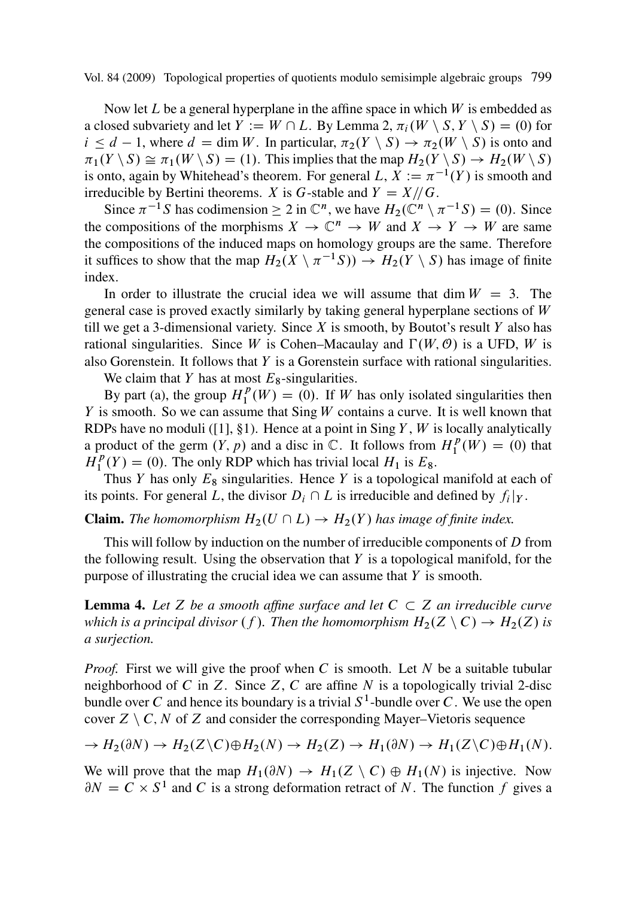Now let $L$ be a general hyperplane in the affine space in which $W$ is embedded as a closed subvariety and let $Y := W \cap L$. By Lemma 2, $\pi_i(W \setminus S, Y \setminus S) = (0)$ for $i \leq d-1$, where $d = \dim W$. In particular, $\pi_2(Y \setminus S) \to \pi_2(W \setminus S)$ is onto and $\pi_1(Y \setminus S) \cong \pi_1(W \setminus S) = (1)$. This implies that the map $H_2(Y \setminus S) \to H_2(W \setminus S)$ is onto, again by Whitehead's theorem. For general $L$, $X := \pi^{-1}(Y)$ is smooth and irreducible by Bertini theorems. $X$ is $G$-stable and $Y = X /\!/ G$.

Since $\pi^{-1}S$ has codimension $\geq 2$ in $\mathbb{C}^n$, we have $H_2(\mathbb{C}^n \setminus \pi^{-1}S) = (0)$. Since the compositions of the morphisms $X \to \mathbb{C}^n \to W$ and $X \to Y \to W$ are same the compositions of the induced maps on homology groups are the same. Therefore it suffices to show that the map $H_2(X \setminus \pi^{-1}S)) \to H_2(Y \setminus S)$ has image of finite index.

In order to illustrate the crucial idea we will assume that $\dim W = 3$. The general case is proved exactly similarly by taking general hyperplane sections of $W$ till we get a 3-dimensional variety. Since $X$ is smooth, by Boutot's result $Y$ also has rational singularities. Since $W$ is Cohen–Macaulay and $\Gamma(W, \mathcal{O})$ is a UFD, $W$ is also Gorenstein. It follows that $Y$ is a Gorenstein surface with rational singularities.

We claim that $Y$ has at most $E_8$-singularities.

By part (a), the group $H_1^p(W) = (0)$. If $W$ has only isolated singularities then $Y$ is smooth. So we can assume that $\operatorname{Sing} W$ contains a curve. It is well known that RDPs have no moduli ([1], §1). Hence at a point in $\operatorname{Sing} Y$, $W$ is locally analytically a product of the germ $(Y, p)$ and a disc in $\mathbb{C}$. It follows from $H_1^p(W) = (0)$ that $H_1^p(Y) = (0)$. The only RDP which has trivial local $H_1$ is $E_8$.

Thus $Y$ has only $E_8$ singularities. Hence $Y$ is a topological manifold at each of its points. For general $L$, the divisor $D_i \cap L$ is irreducible and defined by $f_i|_Y$.

**Claim.** *The homomorphism $H_2(U \cap L) \to H_2(Y)$ has image of finite index.*

This will follow by induction on the number of irreducible components of $D$ from the following result. Using the observation that $Y$ is a topological manifold, for the purpose of illustrating the crucial idea we can assume that $Y$ is smooth.

**Lemma 4.** *Let $Z$ be a smooth affine surface and let $C \subset Z$ an irreducible curve which is a principal divisor $(f)$. Then the homomorphism $H_2(Z \setminus C) \to H_2(Z)$ is a surjection.*

*Proof.* First we will give the proof when $C$ is smooth. Let $N$ be a suitable tubular neighborhood of $C$ in $Z$. Since $Z$, $C$ are affine $N$ is a topologically trivial 2-disc bundle over $C$ and hence its boundary is a trivial $S^1$-bundle over $C$. We use the open cover $Z \setminus C$, $N$ of $Z$ and consider the corresponding Mayer–Vietoris sequence

$$\to H_2(\partial N) \to H_2(Z \setminus C) \oplus H_2(N) \to H_2(Z) \to H_1(\partial N) \to H_1(Z \setminus C) \oplus H_1(N).$$

We will prove that the map $H_1(\partial N) \to H_1(Z \setminus C) \oplus H_1(N)$ is injective. Now $\partial N = C \times S^1$ and $C$ is a strong deformation retract of $N$. The function $f$ gives a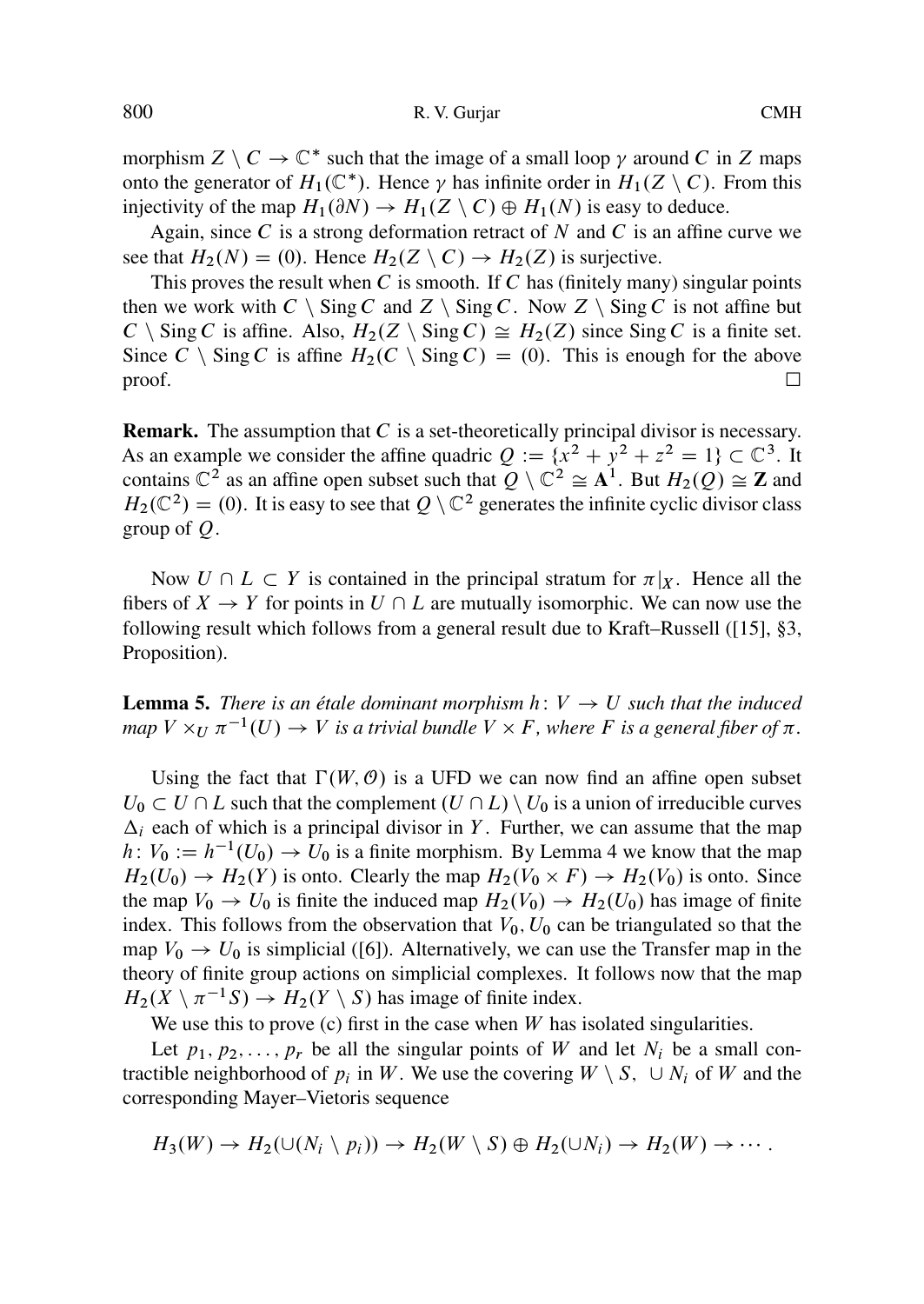morphism $Z \setminus C \to \mathbb{C}^*$ such that the image of a small loop $\gamma$ around $C$ in $Z$ maps onto the generator of $H_1(\mathbb{C}^*)$. Hence $\gamma$ has infinite order in $H_1(Z \setminus C)$. From this injectivity of the map $H_1(\partial N) \to H_1(Z \setminus C) \oplus H_1(N)$ is easy to deduce.

Again, since $C$ is a strong deformation retract of $N$ and $C$ is an affine curve we see that $H_2(N) = (0)$. Hence $H_2(Z \setminus C) \to H_2(Z)$ is surjective.

This proves the result when $C$ is smooth. If $C$ has (finitely many) singular points then we work with $C \setminus \operatorname{Sing} C$ and $Z \setminus \operatorname{Sing} C$. Now $Z \setminus \operatorname{Sing} C$ is not affine but $C \setminus \operatorname{Sing} C$ is affine. Also, $H_2(Z \setminus \operatorname{Sing} C) \cong H_2(Z)$ since $\operatorname{Sing} C$ is a finite set. Since $C \setminus \operatorname{Sing} C$ is affine $H_2(C \setminus \operatorname{Sing} C) = (0)$. This is enough for the above proof. $\square$

**Remark.** The assumption that $C$ is a set-theoretically principal divisor is necessary. As an example we consider the affine quadric $Q := \{x^2 + y^2 + z^2 = 1\} \subset \mathbb{C}^3$. It contains $\mathbb{C}^2$ as an affine open subset such that $Q \setminus \mathbb{C}^2 \cong \mathbf{A}^1$. But $H_2(Q) \cong \mathbf{Z}$ and $H_2(\mathbb{C}^2) = (0)$. It is easy to see that $Q \setminus \mathbb{C}^2$ generates the infinite cyclic divisor class group of $Q$.

Now $U \cap L \subset Y$ is contained in the principal stratum for $\pi|_X$. Hence all the fibers of $X \to Y$ for points in $U \cap L$ are mutually isomorphic. We can now use the following result which follows from a general result due to Kraft–Russell ([15], §3, Proposition).

**Lemma 5.** *There is an étale dominant morphism $h\colon V \to U$ such that the induced map $V \times_U \pi^{-1}(U) \to V$ is a trivial bundle $V \times F$, where $F$ is a general fiber of $\pi$.*

Using the fact that $\Gamma(W, \mathcal{O})$ is a UFD we can now find an affine open subset $U_0 \subset U \cap L$ such that the complement $(U \cap L) \setminus U_0$ is a union of irreducible curves $\Delta_i$ each of which is a principal divisor in $Y$. Further, we can assume that the map $h\colon V_0 := h^{-1}(U_0) \to U_0$ is a finite morphism. By Lemma 4 we know that the map $H_2(U_0) \to H_2(Y)$ is onto. Clearly the map $H_2(V_0 \times F) \to H_2(V_0)$ is onto. Since the map $V_0 \to U_0$ is finite the induced map $H_2(V_0) \to H_2(U_0)$ has image of finite index. This follows from the observation that $V_0, U_0$ can be triangulated so that the map $V_0 \to U_0$ is simplicial ([6]). Alternatively, we can use the Transfer map in the theory of finite group actions on simplicial complexes. It follows now that the map $H_2(X \setminus \pi^{-1} S) \to H_2(Y \setminus S)$ has image of finite index.

We use this to prove (c) first in the case when $W$ has isolated singularities.

Let $p_1, p_2, \ldots, p_r$ be all the singular points of $W$ and let $N_i$ be a small contractible neighborhood of $p_i$ in $W$. We use the covering $W \setminus S$, $\cup N_i$ of $W$ and the corresponding Mayer–Vietoris sequence

$$H_3(W) \to H_2(\cup(N_i \setminus p_i)) \to H_2(W \setminus S) \oplus H_2(\cup N_i) \to H_2(W) \to \cdots.$$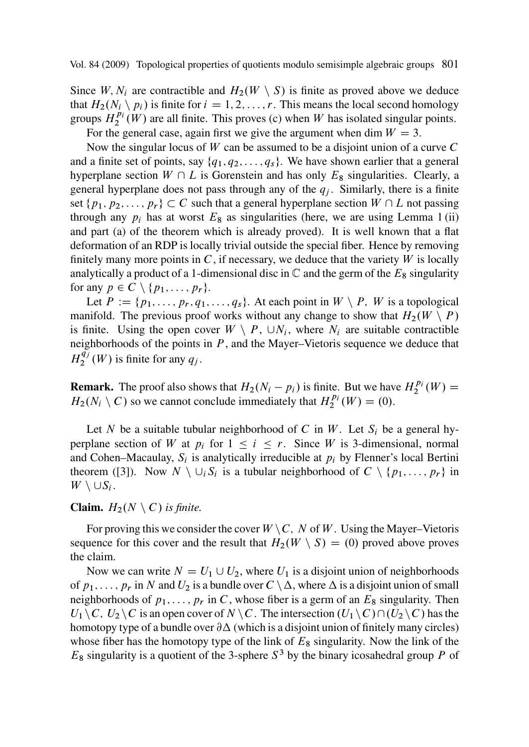Since $W, N_i$ are contractible and $H_2(W \setminus S)$ is finite as proved above we deduce that $H_2(N_i \setminus p_i)$ is finite for $i = 1, 2, \dots, r$. This means the local second homology groups $H_2^{p_i}(W)$ are all finite. This proves (c) when $W$ has isolated singular points.

For the general case, again first we give the argument when $\dim W = 3$.

Now the singular locus of $W$ can be assumed to be a disjoint union of a curve $C$ and a finite set of points, say $\{q_1, q_2, \dots, q_s\}$. We have shown earlier that a general hyperplane section $W \cap L$ is Gorenstein and has only $E_8$ singularities. Clearly, a general hyperplane does not pass through any of the $q_j$. Similarly, there is a finite set $\{p_1, p_2, \dots, p_r\} \subset C$ such that a general hyperplane section $W \cap L$ not passing through any $p_i$ has at worst $E_8$ as singularities (here, we are using Lemma 1 (ii) and part (a) of the theorem which is already proved). It is well known that a flat deformation of an RDP is locally trivial outside the special fiber. Hence by removing finitely many more points in $C$, if necessary, we deduce that the variety $W$ is locally analytically a product of a 1-dimensional disc in $\mathbb{C}$ and the germ of the $E_8$ singularity for any $p \in C \setminus \{p_1, \dots, p_r\}$.

Let $P := \{p_1, \dots, p_r, q_1, \dots, q_s\}$. At each point in $W \setminus P$, $W$ is a topological manifold. The previous proof works without any change to show that $H_2(W \setminus P)$ is finite. Using the open cover $W \setminus P$, $\cup N_i$, where $N_i$ are suitable contractible neighborhoods of the points in $P$, and the Mayer–Vietoris sequence we deduce that $H_2^{q_j}(W)$ is finite for any $q_j$.

**Remark.** The proof also shows that $H_2(N_i - p_i)$ is finite. But we have $H_2^{p_i}(W) = H_2(N_i \setminus C)$ so we cannot conclude immediately that $H_2^{p_i}(W) = (0)$.

Let $N$ be a suitable tubular neighborhood of $C$ in $W$. Let $S_i$ be a general hyperplane section of $W$ at $p_i$ for $1 \leq i \leq r$. Since $W$ is 3-dimensional, normal and Cohen–Macaulay, $S_i$ is analytically irreducible at $p_i$ by Flenner's local Bertini theorem ([3]). Now $N \setminus \cup_i S_i$ is a tubular neighborhood of $C \setminus \{p_1, \dots, p_r\}$ in $W \setminus \cup S_i$.

**Claim.** *$H_2(N \setminus C)$ is finite.*

For proving this we consider the cover $W \setminus C$, $N$ of $W$. Using the Mayer–Vietoris sequence for this cover and the result that $H_2(W \setminus S) = (0)$ proved above proves the claim.

Now we can write $N = U_1 \cup U_2$, where $U_1$ is a disjoint union of neighborhoods of $p_1, \dots, p_r$ in $N$ and $U_2$ is a bundle over $C \setminus \Delta$, where $\Delta$ is a disjoint union of small neighborhoods of $p_1, \dots, p_r$ in $C$, whose fiber is a germ of an $E_8$ singularity. Then $U_1 \setminus C$, $U_2 \setminus C$ is an open cover of $N \setminus C$. The intersection $(U_1 \setminus C) \cap (U_2 \setminus C)$ has the homotopy type of a bundle over $\partial\Delta$ (which is a disjoint union of finitely many circles) whose fiber has the homotopy type of the link of $E_8$ singularity. Now the link of the $E_8$ singularity is a quotient of the 3-sphere $S^3$ by the binary icosahedral group $P$ of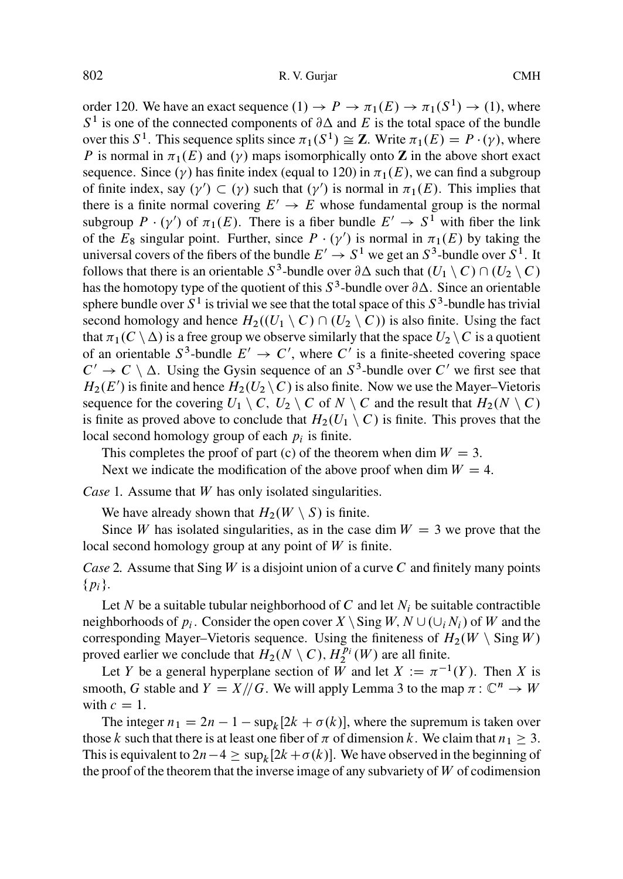order 120. We have an exact sequence $(1) \to P \to \pi_1(E) \to \pi_1(S^1) \to (1)$, where $S^1$ is one of the connected components of $\partial\Delta$ and $E$ is the total space of the bundle over this $S^1$. This sequence splits since $\pi_1(S^1) \cong \mathbf{Z}$. Write $\pi_1(E) = P \cdot (\gamma)$, where $P$ is normal in $\pi_1(E)$ and $(\gamma)$ maps isomorphically onto $\mathbf{Z}$ in the above short exact sequence. Since $(\gamma)$ has finite index (equal to 120) in $\pi_1(E)$, we can find a subgroup of finite index, say $(\gamma') \subset (\gamma)$ such that $(\gamma')$ is normal in $\pi_1(E)$. This implies that there is a finite normal covering $E' \to E$ whose fundamental group is the normal subgroup $P \cdot (\gamma')$ of $\pi_1(E)$. There is a fiber bundle $E' \to S^1$ with fiber the link of the $E_8$ singular point. Further, since $P \cdot (\gamma')$ is normal in $\pi_1(E)$ by taking the universal covers of the fibers of the bundle $E' \to S^1$ we get an $S^3$-bundle over $S^1$. It follows that there is an orientable $S^3$-bundle over $\partial\Delta$ such that $(U_1 \setminus C) \cap (U_2 \setminus C)$ has the homotopy type of the quotient of this $S^3$-bundle over $\partial\Delta$. Since an orientable sphere bundle over $S^1$ is trivial we see that the total space of this $S^3$-bundle has trivial second homology and hence $H_2((U_1 \setminus C) \cap (U_2 \setminus C))$ is also finite. Using the fact that $\pi_1(C \setminus \Delta)$ is a free group we observe similarly that the space $U_2 \setminus C$ is a quotient of an orientable $S^3$-bundle $E' \to C'$, where $C'$ is a finite-sheeted covering space $C' \to C \setminus \Delta$. Using the Gysin sequence of an $S^3$-bundle over $C'$ we first see that $H_2(E')$ is finite and hence $H_2(U_2 \setminus C)$ is also finite. Now we use the Mayer–Vietoris sequence for the covering $U_1 \setminus C$, $U_2 \setminus C$ of $N \setminus C$ and the result that $H_2(N \setminus C)$ is finite as proved above to conclude that $H_2(U_1 \setminus C)$ is finite. This proves that the local second homology group of each $p_i$ is finite.

This completes the proof of part (c) of the theorem when $\dim W = 3$.

Next we indicate the modification of the above proof when $\dim W = 4$.

*Case* 1. Assume that $W$ has only isolated singularities.

We have already shown that $H_2(W \setminus S)$ is finite.

Since $W$ has isolated singularities, as in the case $\dim W = 3$ we prove that the local second homology group at any point of $W$ is finite.

*Case* 2. Assume that $\operatorname{Sing} W$ is a disjoint union of a curve $C$ and finitely many points $\{p_i\}$.

Let $N$ be a suitable tubular neighborhood of $C$ and let $N_i$ be suitable contractible neighborhoods of $p_i$. Consider the open cover $X \setminus \operatorname{Sing} W$, $N \cup (\cup_i N_i)$ of $W$ and the corresponding Mayer–Vietoris sequence. Using the finiteness of $H_2(W \setminus \operatorname{Sing} W)$ proved earlier we conclude that $H_2(N \setminus C)$, $H_2^{p_i}(W)$ are all finite.

Let $Y$ be a general hyperplane section of $W$ and let $X := \pi^{-1}(Y)$. Then $X$ is smooth, $G$ stable and $Y = X/\!/G$. We will apply Lemma 3 to the map $\pi : \mathbb{C}^n \to W$ with $c = 1$.

The integer $n_1 = 2n - 1 - \sup_k[2k + \sigma(k)]$, where the supremum is taken over those $k$ such that there is at least one fiber of $\pi$ of dimension $k$. We claim that $n_1 \geq 3$. This is equivalent to $2n - 4 \geq \sup_k[2k + \sigma(k)]$. We have observed in the beginning of the proof of the theorem that the inverse image of any subvariety of $W$ of codimension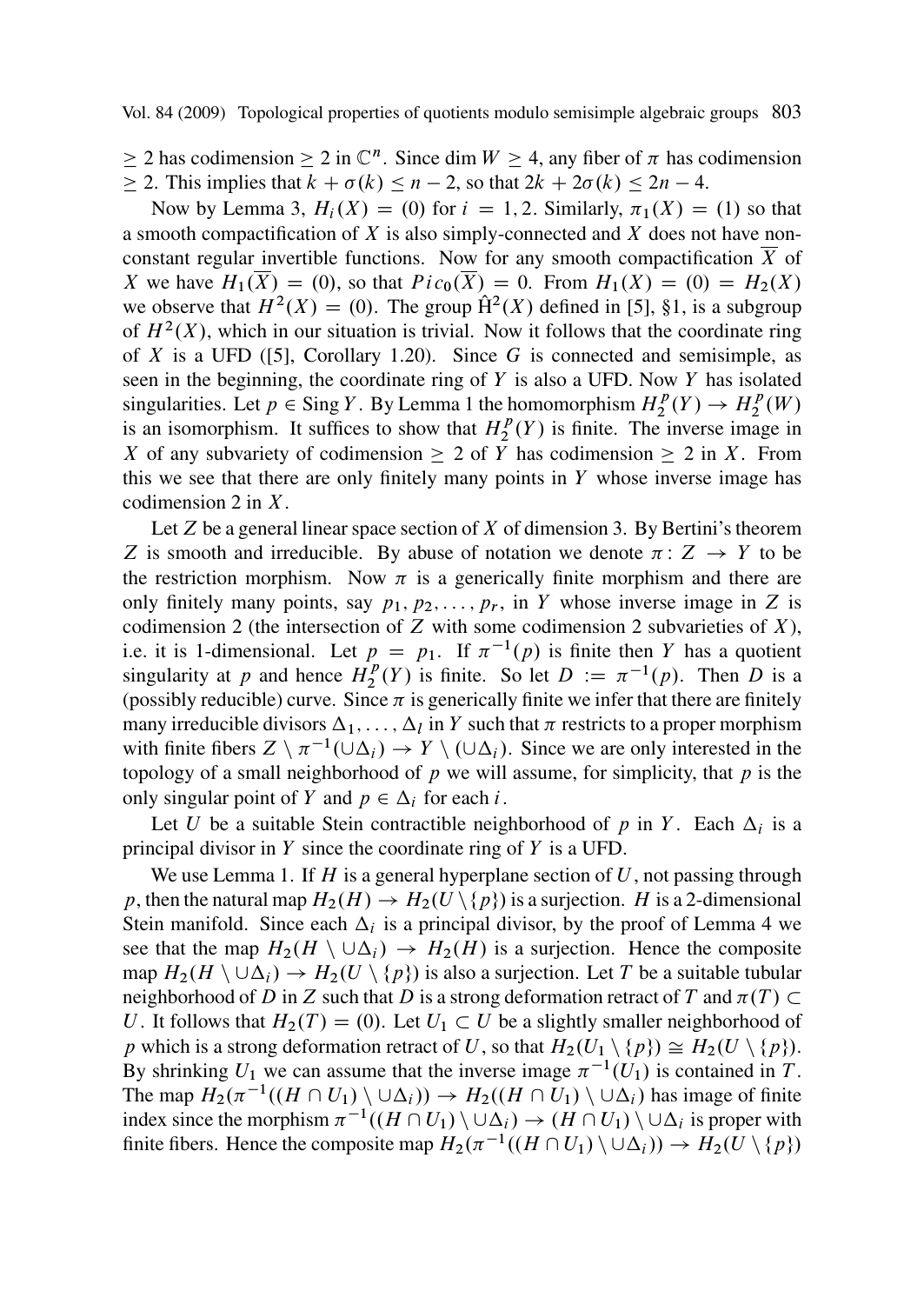$\geq 2$ has codimension $\geq 2$ in $\mathbb{C}^n$. Since $\dim W \geq 4$, any fiber of $\pi$ has codimension $\geq 2$. This implies that $k + \sigma(k) \leq n - 2$, so that $2k + 2\sigma(k) \leq 2n - 4$.

Now by Lemma 3, $H_i(X) = (0)$ for $i = 1, 2$. Similarly, $\pi_1(X) = (1)$ so that a smooth compactification of $X$ is also simply-connected and $X$ does not have non-constant regular invertible functions. Now for any smooth compactification $\overline{X}$ of $X$ we have $H_1(\overline{X}) = (0)$, so that $Pic_0(\overline{X}) = 0$. From $H_1(X) = (0) = H_2(X)$ we observe that $H^2(X) = (0)$. The group $\hat{\mathrm{H}}^2(X)$ defined in [5], §1, is a subgroup of $H^2(X)$, which in our situation is trivial. Now it follows that the coordinate ring of $X$ is a UFD ([5], Corollary 1.20). Since $G$ is connected and semisimple, as seen in the beginning, the coordinate ring of $Y$ is also a UFD. Now $Y$ has isolated singularities. Let $p \in \operatorname{Sing} Y$. By Lemma 1 the homomorphism $H_2^p(Y) \to H_2^p(W)$ is an isomorphism. It suffices to show that $H_2^p(Y)$ is finite. The inverse image in $X$ of any subvariety of codimension $\geq 2$ of $Y$ has codimension $\geq 2$ in $X$. From this we see that there are only finitely many points in $Y$ whose inverse image has codimension 2 in $X$.

Let $Z$ be a general linear space section of $X$ of dimension 3. By Bertini's theorem $Z$ is smooth and irreducible. By abuse of notation we denote $\pi \colon Z \to Y$ to be the restriction morphism. Now $\pi$ is a generically finite morphism and there are only finitely many points, say $p_1, p_2, \ldots, p_r$, in $Y$ whose inverse image in $Z$ is codimension 2 (the intersection of $Z$ with some codimension 2 subvarieties of $X$), i.e. it is 1-dimensional. Let $p = p_1$. If $\pi^{-1}(p)$ is finite then $Y$ has a quotient singularity at $p$ and hence $H_2^p(Y)$ is finite. So let $D := \pi^{-1}(p)$. Then $D$ is a (possibly reducible) curve. Since $\pi$ is generically finite we infer that there are finitely many irreducible divisors $\Delta_1, \ldots, \Delta_l$ in $Y$ such that $\pi$ restricts to a proper morphism with finite fibers $Z \setminus \pi^{-1}(\cup\Delta_i) \to Y \setminus (\cup\Delta_i)$. Since we are only interested in the topology of a small neighborhood of $p$ we will assume, for simplicity, that $p$ is the only singular point of $Y$ and $p \in \Delta_i$ for each $i$.

Let $U$ be a suitable Stein contractible neighborhood of $p$ in $Y$. Each $\Delta_i$ is a principal divisor in $Y$ since the coordinate ring of $Y$ is a UFD.

We use Lemma 1. If $H$ is a general hyperplane section of $U$, not passing through $p$, then the natural map $H_2(H) \to H_2(U \setminus \{p\})$ is a surjection. $H$ is a 2-dimensional Stein manifold. Since each $\Delta_i$ is a principal divisor, by the proof of Lemma 4 we see that the map $H_2(H \setminus \cup\Delta_i) \to H_2(H)$ is a surjection. Hence the composite map $H_2(H \setminus \cup\Delta_i) \to H_2(U \setminus \{p\})$ is also a surjection. Let $T$ be a suitable tubular neighborhood of $D$ in $Z$ such that $D$ is a strong deformation retract of $T$ and $\pi(T) \subset U$. It follows that $H_2(T) = (0)$. Let $U_1 \subset U$ be a slightly smaller neighborhood of $p$ which is a strong deformation retract of $U$, so that $H_2(U_1 \setminus \{p\}) \cong H_2(U \setminus \{p\})$. By shrinking $U_1$ we can assume that the inverse image $\pi^{-1}(U_1)$ is contained in $T$. The map $H_2(\pi^{-1}((H \cap U_1) \setminus \cup\Delta_i)) \to H_2((H \cap U_1) \setminus \cup\Delta_i)$ has image of finite index since the morphism $\pi^{-1}((H \cap U_1) \setminus \cup\Delta_i) \to (H \cap U_1) \setminus \cup\Delta_i$ is proper with finite fibers. Hence the composite map $H_2(\pi^{-1}((H \cap U_1) \setminus \cup\Delta_i)) \to H_2(U \setminus \{p\})$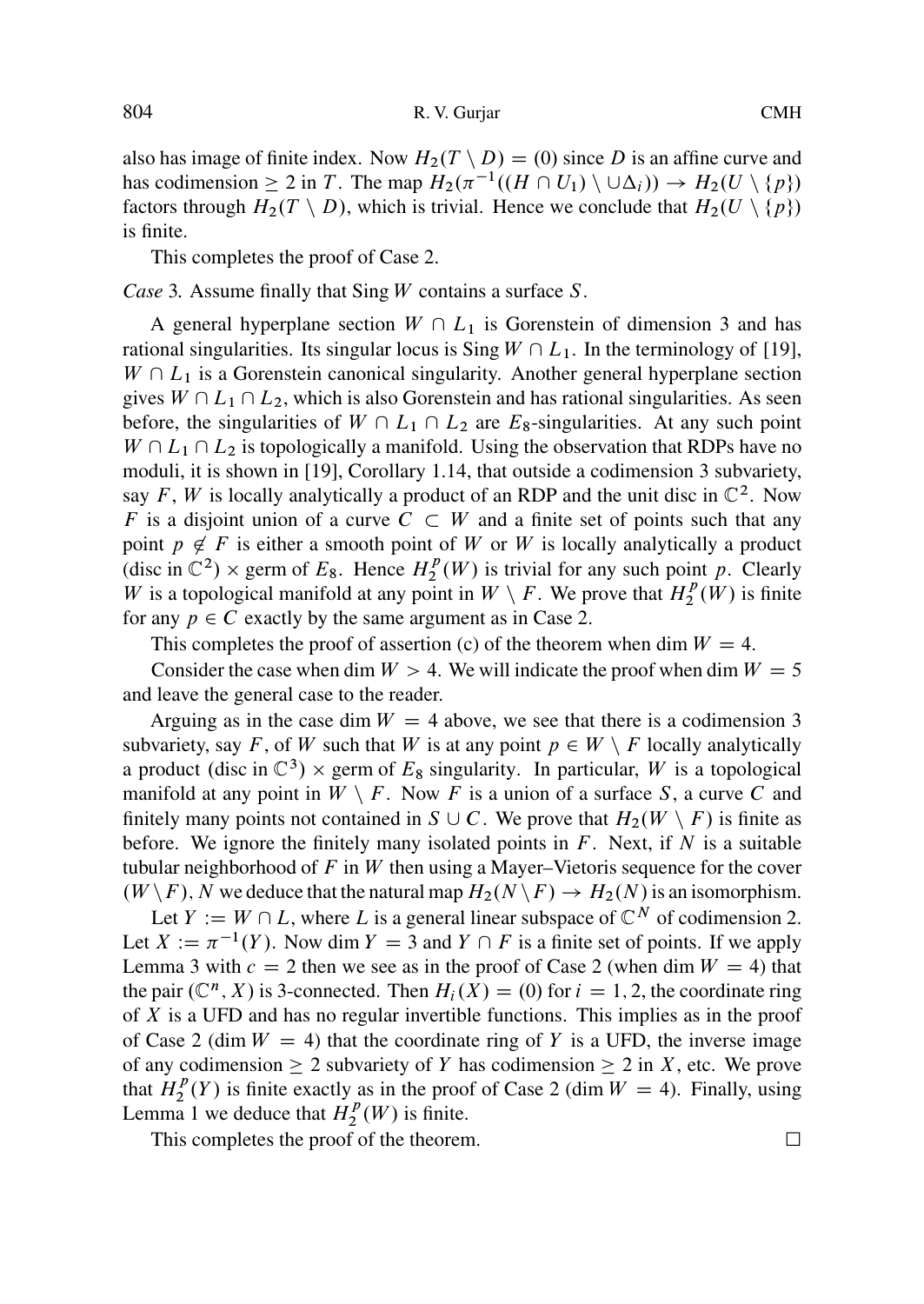also has image of finite index. Now $H_2(T \setminus D) = (0)$ since $D$ is an affine curve and has codimension $\geq 2$ in $T$. The map $H_2(\pi^{-1}((H \cap U_1) \setminus \cup \Delta_i)) \to H_2(U \setminus \{p\})$ factors through $H_2(T \setminus D)$, which is trivial. Hence we conclude that $H_2(U \setminus \{p\})$ is finite.

This completes the proof of Case 2.

*Case* 3*.* Assume finally that Sing $W$ contains a surface $S$.

A general hyperplane section $W \cap L_1$ is Gorenstein of dimension 3 and has rational singularities. Its singular locus is Sing $W \cap L_1$. In the terminology of [19], $W \cap L_1$ is a Gorenstein canonical singularity. Another general hyperplane section gives $W \cap L_1 \cap L_2$, which is also Gorenstein and has rational singularities. As seen before, the singularities of $W \cap L_1 \cap L_2$ are $E_8$-singularities. At any such point $W \cap L_1 \cap L_2$ is topologically a manifold. Using the observation that RDPs have no moduli, it is shown in [19], Corollary 1.14, that outside a codimension 3 subvariety, say $F$, $W$ is locally analytically a product of an RDP and the unit disc in $\mathbb{C}^2$. Now $F$ is a disjoint union of a curve $C \subset W$ and a finite set of points such that any point $p \notin F$ is either a smooth point of $W$ or $W$ is locally analytically a product (disc in $\mathbb{C}^2$) $\times$ germ of $E_8$. Hence $H_2^p(W)$ is trivial for any such point $p$. Clearly $W$ is a topological manifold at any point in $W \setminus F$. We prove that $H_2^p(W)$ is finite for any $p \in C$ exactly by the same argument as in Case 2.

This completes the proof of assertion (c) of the theorem when $\dim W = 4$.

Consider the case when $\dim W > 4$. We will indicate the proof when $\dim W = 5$ and leave the general case to the reader.

Arguing as in the case $\dim W = 4$ above, we see that there is a codimension 3 subvariety, say $F$, of $W$ such that $W$ is at any point $p \in W \setminus F$ locally analytically a product (disc in $\mathbb{C}^3$) $\times$ germ of $E_8$ singularity. In particular, $W$ is a topological manifold at any point in $W \setminus F$. Now $F$ is a union of a surface $S$, a curve $C$ and finitely many points not contained in $S \cup C$. We prove that $H_2(W \setminus F)$ is finite as before. We ignore the finitely many isolated points in $F$. Next, if $N$ is a suitable tubular neighborhood of $F$ in $W$ then using a Mayer–Vietoris sequence for the cover $(W \setminus F), N$ we deduce that the natural map $H_2(N \setminus F) \to H_2(N)$ is an isomorphism.

Let $Y := W \cap L$, where $L$ is a general linear subspace of $\mathbb{C}^N$ of codimension 2. Let $X := \pi^{-1}(Y)$. Now $\dim Y = 3$ and $Y \cap F$ is a finite set of points. If we apply Lemma 3 with $c = 2$ then we see as in the proof of Case 2 (when $\dim W = 4$) that the pair $(\mathbb{C}^n, X)$ is 3-connected. Then $H_i(X) = (0)$ for $i = 1, 2$, the coordinate ring of $X$ is a UFD and has no regular invertible functions. This implies as in the proof of Case 2 ($\dim W = 4$) that the coordinate ring of $Y$ is a UFD, the inverse image of any codimension $\geq 2$ subvariety of $Y$ has codimension $\geq 2$ in $X$, etc. We prove that $H_2^p(Y)$ is finite exactly as in the proof of Case 2 ($\dim W = 4$). Finally, using Lemma 1 we deduce that $H_2^p(W)$ is finite.

This completes the proof of the theorem. $\square$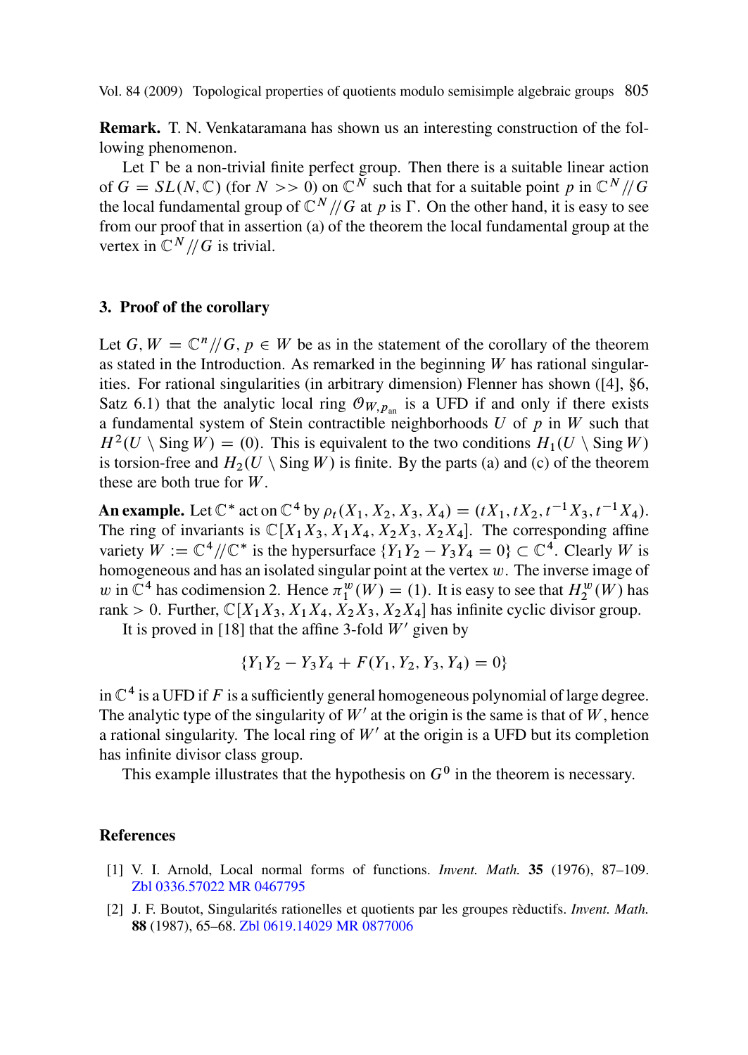**Remark.** T. N. Venkataramana has shown us an interesting construction of the following phenomenon.

Let $\Gamma$ be a non-trivial finite perfect group. Then there is a suitable linear action of $G = SL(N, \mathbb{C})$ (for $N >> 0$) on $\mathbb{C}^N$ such that for a suitable point $p$ in $\mathbb{C}^N /\!/ G$ the local fundamental group of $\mathbb{C}^N /\!/ G$ at $p$ is $\Gamma$. On the other hand, it is easy to see from our proof that in assertion (a) of the theorem the local fundamental group at the vertex in $\mathbb{C}^N /\!/ G$ is trivial.

## 3. Proof of the corollary

Let $G, W = \mathbb{C}^n /\!/ G, p \in W$ be as in the statement of the corollary of the theorem as stated in the Introduction. As remarked in the beginning $W$ has rational singularities. For rational singularities (in arbitrary dimension) Flenner has shown ([4], §6, Satz 6.1) that the analytic local ring $\mathcal{O}_{W,p_{\text{an}}}$ is a UFD if and only if there exists a fundamental system of Stein contractible neighborhoods $U$ of $p$ in $W$ such that $H^2(U \setminus \operatorname{Sing} W) = (0)$. This is equivalent to the two conditions $H_1(U \setminus \operatorname{Sing} W)$ is torsion-free and $H_2(U \setminus \operatorname{Sing} W)$ is finite. By the parts (a) and (c) of the theorem these are both true for $W$.

**An example.** Let $\mathbb{C}^*$ act on $\mathbb{C}^4$ by $\rho_t(X_1, X_2, X_3, X_4) = (tX_1, tX_2, t^{-1}X_3, t^{-1}X_4)$. The ring of invariants is $\mathbb{C}[X_1X_3, X_1X_4, X_2X_3, X_2X_4]$. The corresponding affine variety $W := \mathbb{C}^4 /\!/ \mathbb{C}^*$ is the hypersurface $\{Y_1Y_2 - Y_3Y_4 = 0\} \subset \mathbb{C}^4$. Clearly $W$ is homogeneous and has an isolated singular point at the vertex $w$. The inverse image of $w$ in $\mathbb{C}^4$ has codimension 2. Hence $\pi_1^w(W) = (1)$. It is easy to see that $H_2^w(W)$ has rank $> 0$. Further, $\mathbb{C}[X_1X_3, X_1X_4, X_2X_3, X_2X_4]$ has infinite cyclic divisor group.

It is proved in [18] that the affine 3-fold $W'$ given by

$$\{Y_1Y_2 - Y_3Y_4 + F(Y_1, Y_2, Y_3, Y_4) = 0\}$$

in $\mathbb{C}^4$ is a UFD if $F$ is a sufficiently general homogeneous polynomial of large degree. The analytic type of the singularity of $W'$ at the origin is the same is that of $W$, hence a rational singularity. The local ring of $W'$ at the origin is a UFD but its completion has infinite divisor class group.

This example illustrates that the hypothesis on $G^0$ in the theorem is necessary.

## References

[1] V. I. Arnold, Local normal forms of functions. *Invent. Math.* **35** (1976), 87–109. Zbl 0336.57022 MR 0467795

[2] J. F. Boutot, Singularités rationelles et quotients par les groupes rèductifs. *Invent. Math.* **88** (1987), 65–68. Zbl 0619.14029 MR 0877006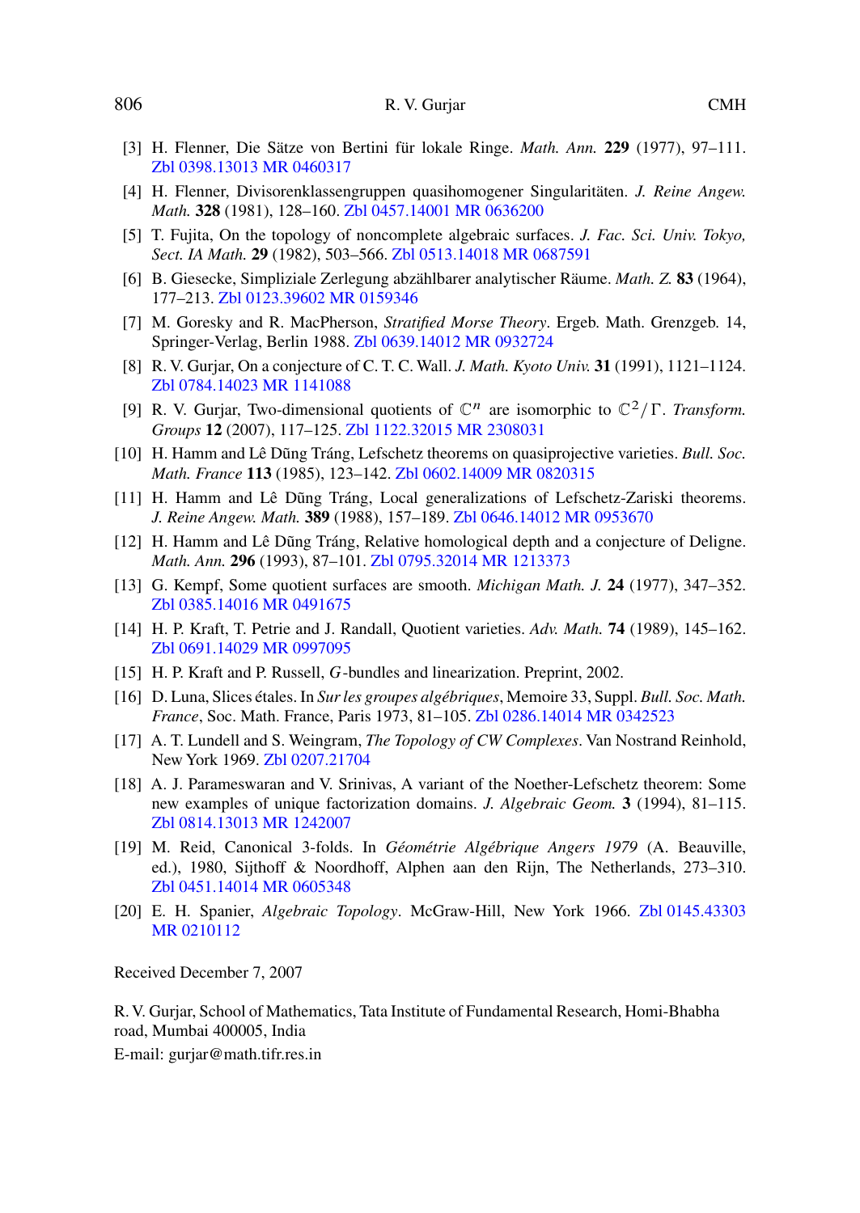[3] H. Flenner, Die Sätze von Bertini für lokale Ringe. *Math. Ann.* **229** (1977), 97–111. Zbl 0398.13013 MR 0460317

[4] H. Flenner, Divisorenklassengruppen quasihomogener Singularitäten. *J. Reine Angew. Math.* **328** (1981), 128–160. Zbl 0457.14001 MR 0636200

[5] T. Fujita, On the topology of noncomplete algebraic surfaces. *J. Fac. Sci. Univ. Tokyo, Sect. IA Math.* **29** (1982), 503–566. Zbl 0513.14018 MR 0687591

[6] B. Giesecke, Simpliziale Zerlegung abzählbarer analytischer Räume. *Math. Z.* **83** (1964), 177–213. Zbl 0123.39602 MR 0159346

[7] M. Goresky and R. MacPherson, *Stratified Morse Theory*. Ergeb. Math. Grenzgeb. 14, Springer-Verlag, Berlin 1988. Zbl 0639.14012 MR 0932724

[8] R. V. Gurjar, On a conjecture of C. T. C. Wall. *J. Math. Kyoto Univ.* **31** (1991), 1121–1124. Zbl 0784.14023 MR 1141088

[9] R. V. Gurjar, Two-dimensional quotients of $\mathbb{C}^n$ are isomorphic to $\mathbb{C}^2/\Gamma$. *Transform. Groups* **12** (2007), 117–125. Zbl 1122.32015 MR 2308031

[10] H. Hamm and Lê Dũng Tráng, Lefschetz theorems on quasiprojective varieties. *Bull. Soc. Math. France* **113** (1985), 123–142. Zbl 0602.14009 MR 0820315

[11] H. Hamm and Lê Dũng Tráng, Local generalizations of Lefschetz-Zariski theorems. *J. Reine Angew. Math.* **389** (1988), 157–189. Zbl 0646.14012 MR 0953670

[12] H. Hamm and Lê Dũng Tráng, Relative homological depth and a conjecture of Deligne. *Math. Ann.* **296** (1993), 87–101. Zbl 0795.32014 MR 1213373

[13] G. Kempf, Some quotient surfaces are smooth. *Michigan Math. J.* **24** (1977), 347–352. Zbl 0385.14016 MR 0491675

[14] H. P. Kraft, T. Petrie and J. Randall, Quotient varieties. *Adv. Math.* **74** (1989), 145–162. Zbl 0691.14029 MR 0997095

[15] H. P. Kraft and P. Russell, $G$-bundles and linearization. Preprint, 2002.

[16] D. Luna, Slices étales. In *Sur les groupes algébriques*, Memoire 33, Suppl. *Bull. Soc. Math. France*, Soc. Math. France, Paris 1973, 81–105. Zbl 0286.14014 MR 0342523

[17] A. T. Lundell and S. Weingram, *The Topology of CW Complexes*. Van Nostrand Reinhold, New York 1969. Zbl 0207.21704

[18] A. J. Parameswaran and V. Srinivas, A variant of the Noether-Lefschetz theorem: Some new examples of unique factorization domains. *J. Algebraic Geom.* **3** (1994), 81–115. Zbl 0814.13013 MR 1242007

[19] M. Reid, Canonical 3-folds. In *Géométrie Algébrique Angers 1979* (A. Beauville, ed.), 1980, Sijthoff & Noordhoff, Alphen aan den Rijn, The Netherlands, 273–310. Zbl 0451.14014 MR 0605348

[20] E. H. Spanier, *Algebraic Topology*. McGraw-Hill, New York 1966. Zbl 0145.43303 MR 0210112

Received December 7, 2007

R. V. Gurjar, School of Mathematics, Tata Institute of Fundamental Research, Homi-Bhabha road, Mumbai 400005, India

E-mail: gurjar@math.tifr.res.in